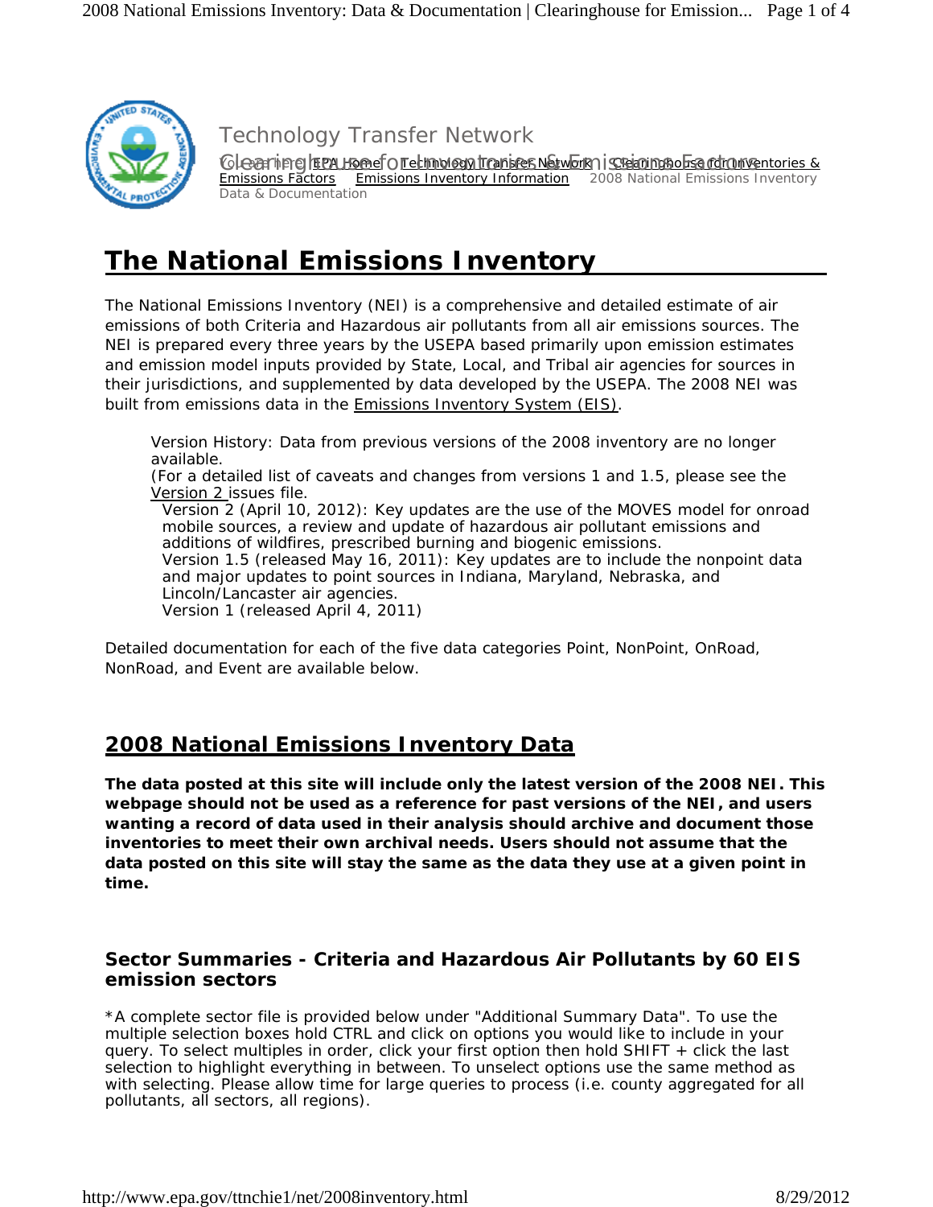Technology Transfer Network

Clearinghouse for Inventories & Emissions Factors

You are here: EPA Home | Technology Transfer Network | Clearinghouse for Inventories & Emissions Factors | Emissions Inventory Information | 2008 National Emissions Inventory Data & Documentation

# The National Emissions Inventory

The National Emissions Inventory (NEI) is a comprehensive and detailed estimate of air emissions of both Criteria and Hazardous air pollutants from all air emissions sources. The NEI is prepared every three years by the USEPA based primarily upon emission estimates and emission model inputs provided by State, Local, and Tribal air agencies for sources in their jurisdictions, and supplemented by data developed by the USEPA. The 2008 NEI was built from emissions data in the Emissions Inventory System (EIS).

> Version History: Data from previous versions of the 2008 inventory are no longer available.
> (For a detailed list of caveats and changes from versions 1 and 1.5, please see the Version 2 issues file.
>
> Version 2 (April 10, 2012): Key updates are the use of the MOVES model for onroad mobile sources, a review and update of hazardous air pollutant emissions and additions of wildfires, prescribed burning and biogenic emissions.
> Version 1.5 (released May 16, 2011): Key updates are to include the nonpoint data and major updates to point sources in Indiana, Maryland, Nebraska, and Lincoln/Lancaster air agencies.
> Version 1 (released April 4, 2011)

Detailed documentation for each of the five data categories Point, NonPoint, OnRoad, NonRoad, and Event are available below.

## 2008 National Emissions Inventory Data

**The data posted at this site will include only the latest version of the 2008 NEI. This webpage should not be used as a reference for past versions of the NEI, and users wanting a record of data used in their analysis should archive and document those inventories to meet their own archival needs. Users should not assume that the data posted on this site will stay the same as the data they use at a given point in time.**

### Sector Summaries - Criteria and Hazardous Air Pollutants by 60 EIS emission sectors

*A complete sector file is provided below under "Additional Summary Data". To use the multiple selection boxes hold CTRL and click on options you would like to include in your query. To select multiples in order, click your first option then hold SHIFT + click the last selection to highlight everything in between. To unselect options use the same method as with selecting. Please allow time for large queries to process (i.e. county aggregated for all pollutants, all sectors, all regions).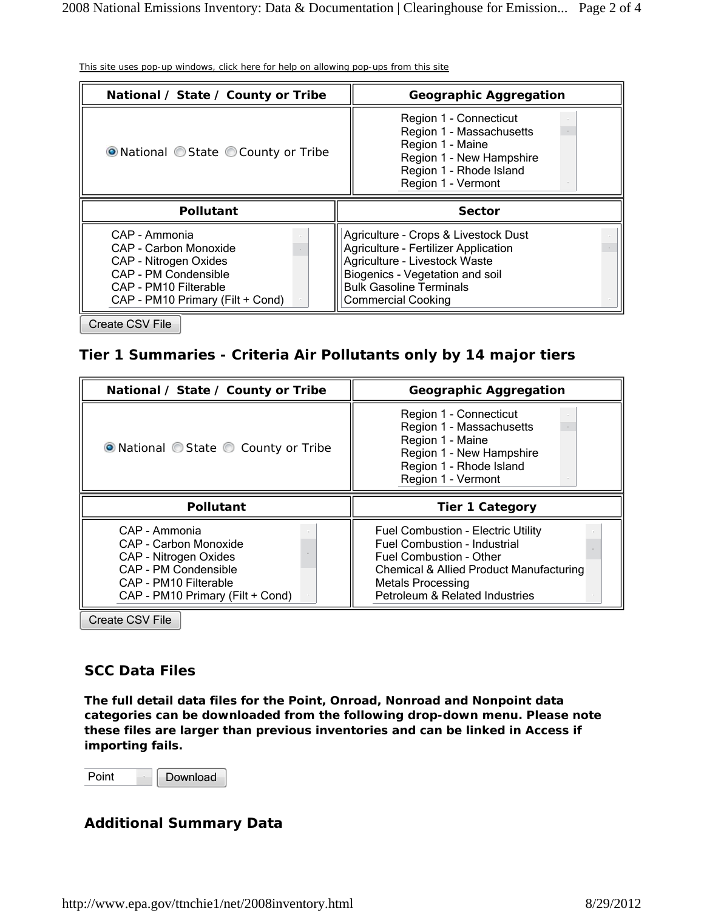This site uses pop-up windows, click here for help on allowing pop-ups from this site

| National / State / County or Tribe | Geographic Aggregation |
| --- | --- |
| ◉ National ◯ State ◯ County or Tribe | Region 1 - Connecticut<br>Region 1 - Massachusetts<br>Region 1 - Maine<br>Region 1 - New Hampshire<br>Region 1 - Rhode Island<br>Region 1 - Vermont |

| Pollutant | Sector |
| --- | --- |
| CAP - Ammonia<br>CAP - Carbon Monoxide<br>CAP - Nitrogen Oxides<br>CAP - PM Condensible<br>CAP - PM10 Filterable<br>CAP - PM10 Primary (Filt + Cond) | Agriculture - Crops & Livestock Dust<br>Agriculture - Fertilizer Application<br>Agriculture - Livestock Waste<br>Biogenics - Vegetation and soil<br>Bulk Gasoline Terminals<br>Commercial Cooking |

Create CSV File

## Tier 1 Summaries - Criteria Air Pollutants only by 14 major tiers

| National / State / County or Tribe | Geographic Aggregation |
| --- | --- |
| ◉ National ◯ State ◯ County or Tribe | Region 1 - Connecticut<br>Region 1 - Massachusetts<br>Region 1 - Maine<br>Region 1 - New Hampshire<br>Region 1 - Rhode Island<br>Region 1 - Vermont |

| Pollutant | Tier 1 Category |
| --- | --- |
| CAP - Ammonia<br>CAP - Carbon Monoxide<br>CAP - Nitrogen Oxides<br>CAP - PM Condensible<br>CAP - PM10 Filterable<br>CAP - PM10 Primary (Filt + Cond) | Fuel Combustion - Electric Utility<br>Fuel Combustion - Industrial<br>Fuel Combustion - Other<br>Chemical & Allied Product Manufacturing<br>Metals Processing<br>Petroleum & Related Industries |

Create CSV File

## SCC Data Files

**The full detail data files for the Point, Onroad, Nonroad and Nonpoint data categories can be downloaded from the following drop-down menu. Please note these files are larger than previous inventories and can be linked in Access if importing fails.**

Point | Download

## Additional Summary Data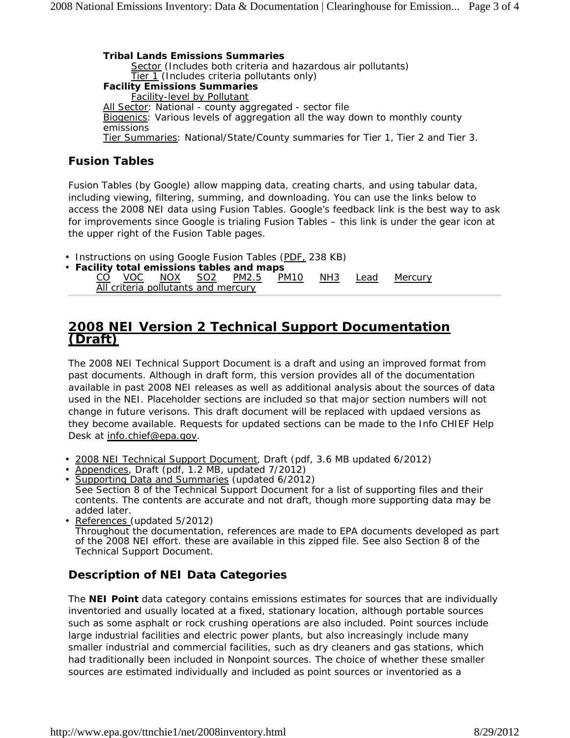**Tribal Lands Emissions Summaries**

Sector (Includes both criteria and hazardous air pollutants)
Tier 1 (Includes criteria pollutants only)

**Facility Emissions Summaries**

Facility-level by Pollutant

All Sector: National - county aggregated - sector file
Biogenics: Various levels of aggregation all the way down to monthly county emissions
Tier Summaries: National/State/County summaries for Tier 1, Tier 2 and Tier 3.

## Fusion Tables

Fusion Tables (by Google) allow mapping data, creating charts, and using tabular data, including viewing, filtering, summing, and downloading. You can use the links below to access the 2008 NEI data using Fusion Tables. Google's feedback link is the best way to ask for improvements since Google is trialing Fusion Tables – this link is under the gear icon at the upper right of the Fusion Table pages.

- Instructions on using Google Fusion Tables (PDF, 238 KB)
- **Facility total emissions tables and maps**
  CO VOC NOX SO2 PM2.5 PM10 NH3 Lead Mercury
  All criteria pollutants and mercury

# 2008 NEI Version 2 Technical Support Documentation (Draft)

The 2008 NEI Technical Support Document is a draft and using an improved format from past documents. Although in draft form, this version provides all of the documentation available in past 2008 NEI releases as well as additional analysis about the sources of data used in the NEI. Placeholder sections are included so that major section numbers will not change in future verisons. This draft document will be replaced with updaed versions as they become available. Requests for updated sections can be made to the Info CHIEF Help Desk at info.chief@epa.gov.

- 2008 NEI Technical Support Document, Draft (pdf, 3.6 MB updated 6/2012)
- Appendices, Draft (pdf, 1.2 MB, updated 7/2012)
- Supporting Data and Summaries (updated 6/2012)
  See Section 8 of the Technical Support Document for a list of supporting files and their contents. The contents are accurate and not draft, though more supporting data may be added later.
- References (updated 5/2012)
  Throughout the documentation, references are made to EPA documents developed as part of the 2008 NEI effort. these are available in this zipped file. See also Section 8 of the Technical Support Document.

## Description of NEI Data Categories

The **NEI Point** data category contains emissions estimates for sources that are individually inventoried and usually located at a fixed, stationary location, although portable sources such as some asphalt or rock crushing operations are also included. Point sources include large industrial facilities and electric power plants, but also increasingly include many smaller industrial and commercial facilities, such as dry cleaners and gas stations, which had traditionally been included in Nonpoint sources. The choice of whether these smaller sources are estimated individually and included as point sources or inventoried as a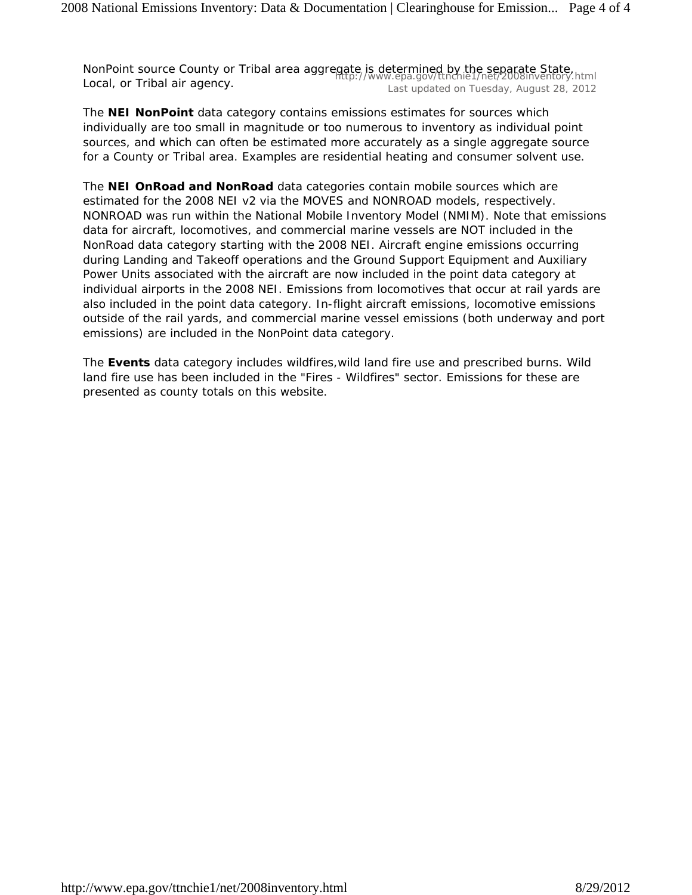NonPoint source County or Tribal area aggregate is determined by the separate State, Local, or Tribal air agency.

The **NEI NonPoint** data category contains emissions estimates for sources which individually are too small in magnitude or too numerous to inventory as individual point sources, and which can often be estimated more accurately as a single aggregate source for a County or Tribal area. Examples are residential heating and consumer solvent use.

The **NEI OnRoad and NonRoad** data categories contain mobile sources which are estimated for the 2008 NEI v2 via the MOVES and NONROAD models, respectively. NONROAD was run within the National Mobile Inventory Model (NMIM). Note that emissions data for aircraft, locomotives, and commercial marine vessels are NOT included in the NonRoad data category starting with the 2008 NEI. Aircraft engine emissions occurring during Landing and Takeoff operations and the Ground Support Equipment and Auxiliary Power Units associated with the aircraft are now included in the point data category at individual airports in the 2008 NEI. Emissions from locomotives that occur at rail yards are also included in the point data category. In-flight aircraft emissions, locomotive emissions outside of the rail yards, and commercial marine vessel emissions (both underway and port emissions) are included in the NonPoint data category.

The **Events** data category includes wildfires,wild land fire use and prescribed burns. Wild land fire use has been included in the "Fires - Wildfires" sector. Emissions for these are presented as county totals on this website.

http://www.epa.gov/ttnchie1/net/2008inventory.html
Last updated on Tuesday, August 28, 2012